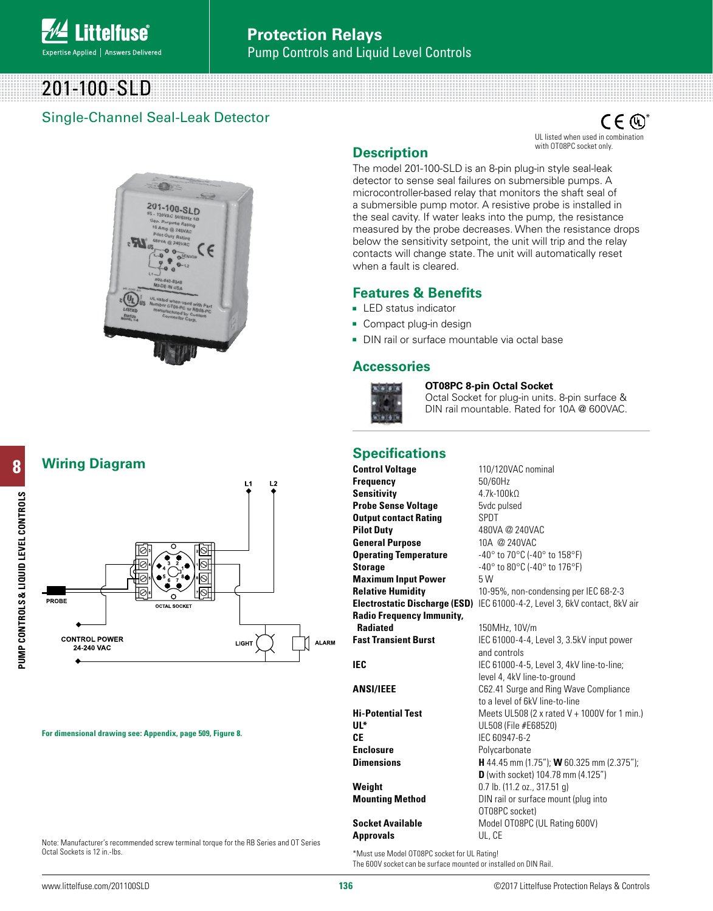# 201-100-SLD

## Single-Channel Seal-Leak Detector

UL listed when used in combination with OT08PC socket only.

## Description

The model 201-100-SLD is an 8-pin plug-in style seal-leak detector to sense seal failures on submersible pumps. A microcontroller-based relay that monitors the shaft seal of a submersible pump motor. A resistive probe is installed in the seal cavity. If water leaks into the pump, the resistance measured by the probe decreases. When the resistance drops below the sensitivity setpoint, the unit will trip and the relay contacts will change state. The unit will automatically reset when a fault is cleared.

## Features & Benefits

- LED status indicator
- Compact plug-in design
- DIN rail or surface mountable via octal base

## Accessories

**OT08PC 8-pin Octal Socket**
Octal Socket for plug-in units. 8-pin surface & DIN rail mountable. Rated for 10A @ 600VAC.

## Wiring Diagram

L1 L2

PROBE — OCTAL SOCKET

CONTROL POWER 24-240 VAC — LIGHT — ALARM

**For dimensional drawing see: Appendix, page 509, Figure 8.**

Note: Manufacturer's recommended screw terminal torque for the RB Series and OT Series Octal Sockets is 12 in.-lbs.

## Specifications

| | |
|---|---|
| **Control Voltage** | 110/120VAC nominal |
| **Frequency** | 50/60Hz |
| **Sensitivity** | 4.7k-100kΩ |
| **Probe Sense Voltage** | 5vdc pulsed |
| **Output contact Rating** | SPDT |
| **Pilot Duty** | 480VA @ 240VAC |
| **General Purpose** | 10A @ 240VAC |
| **Operating Temperature** | -40° to 70°C (-40° to 158°F) |
| **Storage** | -40° to 80°C (-40° to 176°F) |
| **Maximum Input Power** | 5 W |
| **Relative Humidity** | 10-95%, non-condensing per IEC 68-2-3 |
| **Electrostatic Discharge (ESD)** | IEC 61000-4-2, Level 3, 6kV contact, 8kV air |
| **Radio Frequency Immunity, Radiated** | 150MHz, 10V/m |
| **Fast Transient Burst** | IEC 61000-4-4, Level 3, 3.5kV input power and controls |
| **IEC** | IEC 61000-4-5, Level 3, 4kV line-to-line; level 4, 4kV line-to-ground |
| **ANSI/IEEE** | C62.41 Surge and Ring Wave Compliance to a level of 6kV line-to-line |
| **Hi-Potential Test** | Meets UL508 (2 x rated V + 1000V for 1 min.) |
| **UL*** | UL508 (File #E68520) |
| **CE** | IEC 60947-6-2 |
| **Enclosure** | Polycarbonate |
| **Dimensions** | **H** 44.45 mm (1.75"); **W** 60.325 mm (2.375"); **D** (with socket) 104.78 mm (4.125") |
| **Weight** | 0.7 lb. (11.2 oz., 317.51 g) |
| **Mounting Method** | DIN rail or surface mount (plug into OT08PC socket) |
| **Socket Available** | Model OT08PC (UL Rating 600V) |
| **Approvals** | UL, CE |

*Must use Model OT08PC socket for UL Rating!
The 600V socket can be surface mounted or installed on DIN Rail.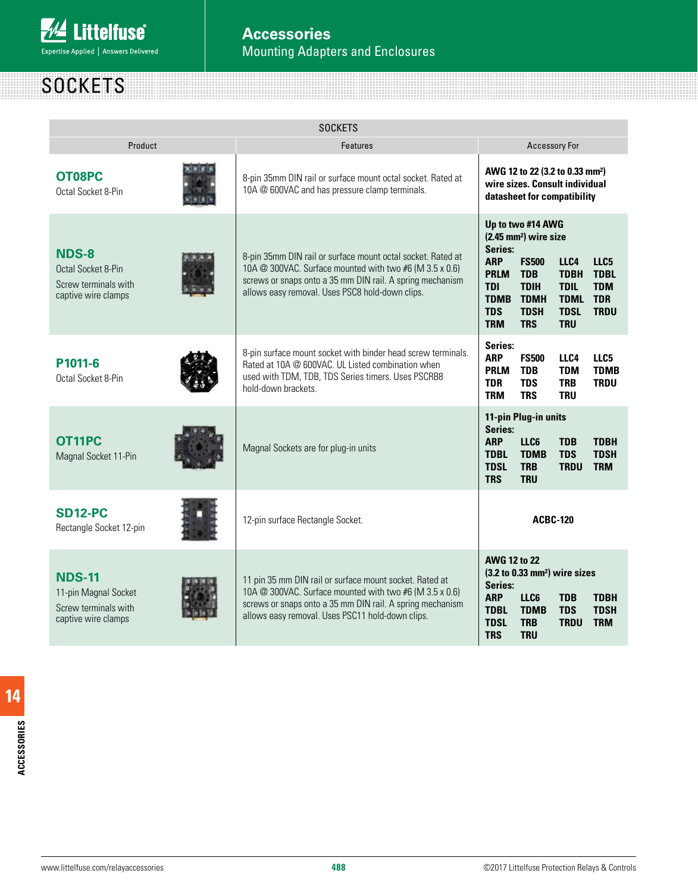# Accessories

## Mounting Adapters and Enclosures

# SOCKETS

| SOCKETS | | |
|---|---|---|
| **Product** | **Features** | **Accessory For** |
| **OT08PC** Octal Socket 8-Pin | 8-pin 35mm DIN rail or surface mount octal socket. Rated at 10A @ 600VAC and has pressure clamp terminals. | **AWG 12 to 22 (3.2 to 0.33 mm²) wire sizes. Consult individual datasheet for compatibility** |
| **NDS-8** Octal Socket 8-Pin Screw terminals with captive wire clamps | 8-pin 35mm DIN rail or surface mount octal socket. Rated at 10A @ 300VAC. Surface mounted with two #6 (M 3.5 x 0.6) screws or snaps onto a 35 mm DIN rail. A spring mechanism allows easy removal. Uses PSC8 hold-down clips. | **Up to two #14 AWG (2.45 mm²) wire size Series:** ARP, FS500, LLC4, LLC5, PRLM, TDB, TDBH, TDBL, TDI, TDIH, TDIL, TDM, TDMB, TDMH, TDML, TDR, TDS, TDSH, TDSL, TRDU, TRM, TRS, TRU |
| **P1011-6** Octal Socket 8-Pin | 8-pin surface mount socket with binder head screw terminals. Rated at 10A @ 600VAC. UL Listed combination when used with TDM, TDB, TDS Series timers. Uses PSCRB8 hold-down brackets. | **Series:** ARP, FS500, LLC4, LLC5, PRLM, TDB, TDM, TDMB, TDR, TDS, TRB, TRDU, TRM, TRS, TRU |
| **OT11PC** Magnal Socket 11-Pin | Magnal Sockets are for plug-in units | **11-pin Plug-in units Series:** ARP, LLC6, TDB, TDBH, TDBL, TDMB, TDS, TDSH, TDSL, TRB, TRDU, TRM, TRS, TRU |
| **SD12-PC** Rectangle Socket 12-pin | 12-pin surface Rectangle Socket. | **ACBC-120** |
| **NDS-11** 11-pin Magnal Socket Screw terminals with captive wire clamps | 11 pin 35 mm DIN rail or surface mount socket. Rated at 10A @ 300VAC. Surface mounted with two #6 (M 3.5 x 0.6) screws or snaps onto a 35 mm DIN rail. A spring mechanism allows easy removal. Uses PSC11 hold-down clips. | **AWG 12 to 22 (3.2 to 0.33 mm²) wire sizes Series:** ARP, LLC6, TDB, TDBH, TDBL, TDMB, TDS, TDSH, TDSL, TRB, TRDU, TRM, TRS, TRU |